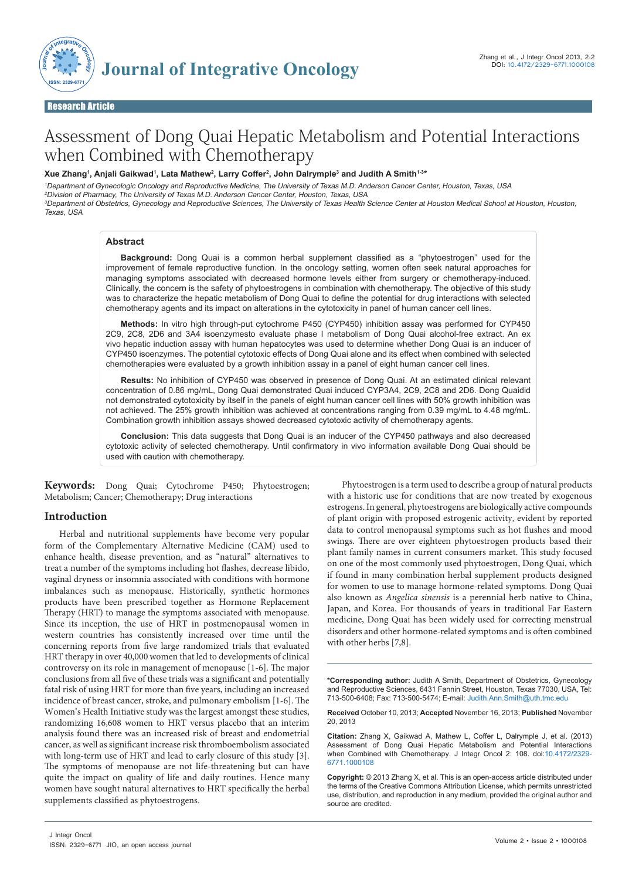Research Article

# Assessment of Dong Quai Hepatic Metabolism and Potential Interactions when Combined with Chemotherapy

**Xue Zhang[1], Anjali Gaikwad[1], Lata Mathew[2], Larry Coffer[2], John Dalrymple[3] and Judith A Smith[1-3]***

[1]*Department of Gynecologic Oncology and Reproductive Medicine, The University of Texas M.D. Anderson Cancer Center, Houston, Texas, USA*
[2]*Division of Pharmacy, The University of Texas M.D. Anderson Cancer Center, Houston, Texas, USA*
[3]*Department of Obstetrics, Gynecology and Reproductive Sciences, The University of Texas Health Science Center at Houston Medical School at Houston, Houston, Texas, USA*

## Abstract

**Background:** Dong Quai is a common herbal supplement classified as a "phytoestrogen" used for the improvement of female reproductive function. In the oncology setting, women often seek natural approaches for managing symptoms associated with decreased hormone levels either from surgery or chemotherapy-induced. Clinically, the concern is the safety of phytoestrogens in combination with chemotherapy. The objective of this study was to characterize the hepatic metabolism of Dong Quai to define the potential for drug interactions with selected chemotherapy agents and its impact on alterations in the cytotoxicity in panel of human cancer cell lines.

**Methods:** In vitro high through-put cytochrome P450 (CYP450) inhibition assay was performed for CYP450 2C9, 2C8, 2D6 and 3A4 isoenzymes to evaluate phase I metabolism of Dong Quai alcohol-free extract. An ex vivo hepatic induction assay with human hepatocytes was used to determine whether Dong Quai is an inducer of CYP450 isoenzymes. The potential cytotoxic effects of Dong Quai alone and its effect when combined with selected chemotherapies were evaluated by a growth inhibition assay in a panel of eight human cancer cell lines.

**Results:** No inhibition of CYP450 was observed in presence of Dong Quai. At an estimated clinical relevant concentration of 0.86 mg/mL, Dong Quai demonstrated Quai induced CYP3A4, 2C9, 2C8 and 2D6. Dong Quaidid not demonstrated cytotoxicity by itself in the panels of eight human cancer cell lines with 50% growth inhibition was not achieved. The 25% growth inhibition was achieved at concentrations ranging from 0.39 mg/mL to 4.48 mg/mL. Combination growth inhibition assays showed decreased cytotoxic activity of chemotherapy agents.

**Conclusion:** This data suggests that Dong Quai is an inducer of the CYP450 pathways and also decreased cytotoxic activity of selected chemotherapy. Until confirmatory in vivo information available Dong Quai should be used with caution with chemotherapy.

**Keywords:** Dong Quai; Cytochrome P450; Phytoestrogen; Metabolism; Cancer; Chemotherapy; Drug interactions

## Introduction

Herbal and nutritional supplements have become very popular form of the Complementary Alternative Medicine (CAM) used to enhance health, disease prevention, and as "natural" alternatives to treat a number of the symptoms including hot flashes, decrease libido, vaginal dryness or insomnia associated with conditions with hormone imbalances such as menopause. Historically, synthetic hormones products have been prescribed together as Hormone Replacement Therapy (HRT) to manage the symptoms associated with menopause. Since its inception, the use of HRT in postmenopausal women in western countries has consistently increased over time until the concerning reports from five large randomized trials that evaluated HRT therapy in over 40,000 women that led to developments of clinical controversy on its role in management of menopause [1-6]. The major conclusions from all five of these trials was a significant and potentially fatal risk of using HRT for more than five years, including an increased incidence of breast cancer, stroke, and pulmonary embolism [1-6]. The Women's Health Initiative study was the largest amongst these studies, randomizing 16,608 women to HRT versus placebo that an interim analysis found there was an increased risk of breast and endometrial cancer, as well as significant increase risk thromboembolism associated with long-term use of HRT and lead to early closure of this study [3]. The symptoms of menopause are not life-threatening but can have quite the impact on quality of life and daily routines. Hence many women have sought natural alternatives to HRT specifically the herbal supplements classified as phytoestrogens.

Phytoestrogen is a term used to describe a group of natural products with a historic use for conditions that are now treated by exogenous estrogens. In general, phytoestrogens are biologically active compounds of plant origin with proposed estrogenic activity, evident by reported data to control menopausal symptoms such as hot flushes and mood swings. There are over eighteen phytoestrogen products based their plant family names in current consumers market. This study focused on one of the most commonly used phytoestrogen, Dong Quai, which if found in many combination herbal supplement products designed for women to use to manage hormone-related symptoms. Dong Quai also known as *Angelica sinensis* is a perennial herb native to China, Japan, and Korea. For thousands of years in traditional Far Eastern medicine, Dong Quai has been widely used for correcting menstrual disorders and other hormone-related symptoms and is often combined with other herbs [7,8].

***Corresponding author:** Judith A Smith, Department of Obstetrics, Gynecology and Reproductive Sciences, 6431 Fannin Street, Houston, Texas 77030, USA, Tel: 713-500-6408; Fax: 713-500-5474; E-mail: Judith.Ann.Smith@uth.tmc.edu

**Received** October 10, 2013; **Accepted** November 16, 2013; **Published** November 20, 2013

**Citation:** Zhang X, Gaikwad A, Mathew L, Coffer L, Dalrymple J, et al. (2013) Assessment of Dong Quai Hepatic Metabolism and Potential Interactions when Combined with Chemotherapy. J Integr Oncol 2: 108. doi:10.4172/2329-6771.1000108

**Copyright:** © 2013 Zhang X, et al. This is an open-access article distributed under the terms of the Creative Commons Attribution License, which permits unrestricted use, distribution, and reproduction in any medium, provided the original author and source are credited.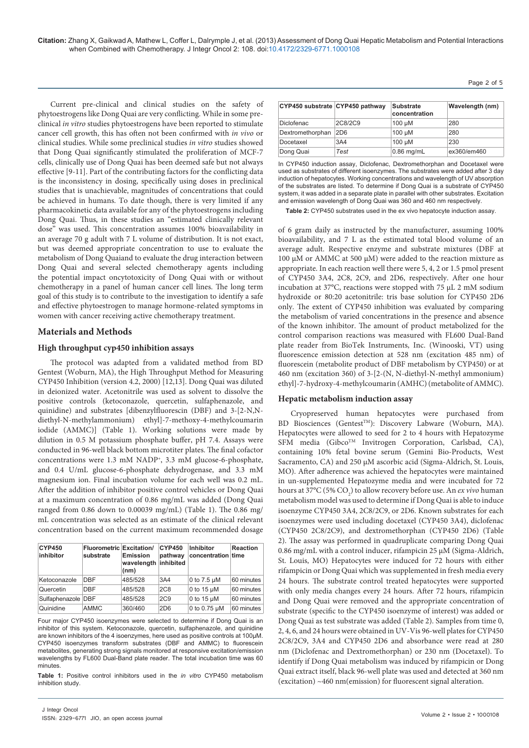Current pre-clinical and clinical studies on the safety of phytoestrogens like Dong Quai are very conflicting. While in some pre-clinical *in vitro* studies phytoestrogens have been reported to stimulate cancer cell growth, this has often not been confirmed with *in vivo* or clinical studies. While some preclinical studies *in vitro* studies showed that Dong Quai significantly stimulated the proliferation of MCF-7 cells, clinically use of Dong Quai has been deemed safe but not always effective [9-11]. Part of the contributing factors for the conflicting data is the inconsistency in dosing, specifically using doses in preclinical studies that is unachievable, magnitudes of concentrations that could be achieved in humans. To date though, there is very limited if any pharmacokinetic data available for any of the phytoestrogens including Dong Quai. Thus, in these studies an "estimated clinically relevant dose" was used. This concentration assumes 100% bioavailability in an average 70 g adult with 7 L volume of distribution. It is not exact, but was deemed appropriate concentration to use to evaluate the metabolism of Dong Quaiand to evaluate the drug interaction between Dong Quai and several selected chemotherapy agents including the potential impact oncytotoxicity of Dong Quai with or without chemotherapy in a panel of human cancer cell lines. The long term goal of this study is to contribute to the investigation to identify a safe and effective phytoestrogen to manage hormone-related symptoms in women with cancer receiving active chemotherapy treatment.

## Materials and Methods

### High throughput cyp450 inhibition assays

The protocol was adapted from a validated method from BD Gentest (Woburn, MA), the High Throughput Method for Measuring CYP450 Inhibition (version 4.2, 2000) [12,13]. Dong Quai was diluted in deionized water. Acetonitrile was used as solvent to dissolve the positive controls (ketoconazole, quercetin, sulfaphenazole, and quinidine) and substrates [dibenzylfluorescin (DBF) and 3-[2-N,N-diethyl-N-methylammonium) ethyl]-7-methoxy-4-methylcoumarin iodide (AMMC)] (Table 1). Working solutions were made by dilution in 0.5 M potassium phosphate buffer, pH 7.4. Assays were conducted in 96-well black bottom microtiter plates. The final cofactor concentrations were 1.3 mM $NADP^+$, 3.3 mM glucose-6-phosphate, and 0.4 U/mL glucose-6-phosphate dehydrogenase, and 3.3 mM magnesium ion. Final incubation volume for each well was 0.2 mL. After the addition of inhibitor positive control vehicles or Dong Quai at a maximum concentration of 0.86 mg/mL was added (Dong Quai ranged from 0.86 down to 0.00039 mg/mL) (Table 1). The 0.86 mg/mL concentration was selected as an estimate of the clinical relevant concentration based on the current maximum recommended dosage

| CYP450 inhibitor | Fluorometric substrate | Excitation/ Emission wavelength (nm) | CYP450 pathway inhibited | Inhibitor concentration | Reaction time |
|---|---|---|---|---|---|
| Ketoconazole | DBF | 485/528 | 3A4 | 0 to 7.5 μM | 60 minutes |
| Quercetin | DBF | 485/528 | 2C8 | 0 to 15 μM | 60 minutes |
| Sulfaphenazole | DBF | 485/528 | 2C9 | 0 to 15 μM | 60 minutes |
| Quinidine | AMMC | 360/460 | 2D6 | 0 to 0.75 μM | 60 minutes |

Four major CYP450 isozenymes were selected to determine if Dong Quai is an inhibitor of this system. Ketoconazole, quercetin, sulfaphenazole, and quinidine are known inhibitors of the 4 isozenymes, here used as positive controls at 100μM. CYP450 isozenymes transform substrates (DBF and AMMC) to fluorescein metabolites, generating strong signals monitored at responsive excitation/emission wavelengths by FL600 Dual-Band plate reader. The total incubation time was 60 minutes.

**Table 1:** Positive control inhibitors used in the *in vitro* CYP450 metabolism inhibition study.

of 6 gram daily as instructed by the manufacturer, assuming 100% bioavailability, and 7 L as the estimated total blood volume of an average adult. Respective enzyme and substrate mixtures (DBF at 100 μM or AMMC at 500 μM) were added to the reaction mixture as appropriate. In each reaction well there were 5, 4, 2 or 1.5 pmol present of CYP450 3A4, 2C8, 2C9, and 2D6, respectively. After one hour incubation at 37°C, reactions were stopped with 75 μL 2 mM sodium hydroxide or 80:20 acetonitrile: tris base solution for CYP450 2D6 only. The extent of CYP450 inhibition was evaluated by comparing the metabolism of varied concentrations in the presence and absence of the known inhibitor. The amount of product metabolized for the control comparison reactions was measured with FL600 Dual-Band plate reader from BioTek Instruments, Inc. (Winooski, VT) using fluorescence emission detection at 528 nm (excitation 485 nm) of fluorescein (metabolite product of DBF metabolism by CYP450) or at 460 nm (excitation 360) of 3-[2-(N, N-diethyl-N-methyl ammonium) ethyl]-7-hydroxy-4-methylcoumarin (AMHC) (metabolite of AMMC).

| CYP450 substrate | CYP450 pathway | Substrate concentration | Wavelength (nm) |
|---|---|---|---|
| Diclofenac | 2C8/2C9 | 100 μM | 280 |
| Dextromethorphan | 2D6 | 100 μM | 280 |
| Docetaxel | 3A4 | 100 μM | 230 |
| Dong Quai | *Test* | 0.86 mg/mL | ex360/em460 |

In CYP450 induction assay, Diclofenac, Dextromethorphan and Docetaxel were used as substrates of different isozenymes. The substrates were added after 3 day induction of hepatocytes. Working concentrations and wavelength of UV absorption of the substrates are listed. To determine if Dong Quai is a substrate of CYP450 system, it was added in a separate plate in parallel with other substrates. Excitation and emission wavelength of Dong Quai was 360 and 460 nm respectively.

**Table 2:** CYP450 substrates used in the ex vivo hepatocyte induction assay.

### Hepatic metabolism induction assay

Cryopreserved human hepatocytes were purchased from BD Biosciences (Gentest™): Discovery Labware (Woburn, MA). Hepatocytes were allowed to seed for 2 to 4 hours with Hepatozyme SFM media (Gibco™ Invitrogen Corporation, Carlsbad, CA), containing 10% fetal bovine serum (Gemini Bio-Products, West Sacramento, CA) and 250 μM ascorbic acid (Sigma-Aldrich, St. Louis, MO). After adherence was achieved the hepatocytes were maintained in un-supplemented Hepatozyme media and were incubated for 72 hours at 37°C (5% $CO_2$) to allow recovery before use. An *ex vivo* human metabolism model was used to determine if Dong Quai is able to induce isoenzyme CYP450 3A4, 2C8/2C9, or 2D6. Known substrates for each isoenzymes were used including docetaxel (CYP450 3A4), diclofenac (CYP450 2C8/2C9), and dextromethorphan (CYP450 2D6) (Table 2). The assay was performed in quadruplicate comparing Dong Quai 0.86 mg/mL with a control inducer, rifampicin 25 μM (Sigma-Aldrich, St. Louis, MO) Hepatocytes were induced for 72 hours with either rifampicin or Dong Quai which was supplemented in fresh media every 24 hours. The substrate control treated hepatocytes were supported with only media changes every 24 hours. After 72 hours, rifampicin and Dong Quai were removed and the appropriate concentration of substrate (specific to the CYP450 isozenyme of interest) was added or Dong Quai as test substrate was added (Table 2). Samples from time 0, 2, 4, 6, and 24 hours were obtained in UV-Vis 96-well plates for CYP450 2C8/2C9, 3A4 and CYP450 2D6 and absorbance were read at 280 nm (Diclofenac and Dextromethorphan) or 230 nm (Docetaxel). To identify if Dong Quai metabolism was induced by rifampicin or Dong Quai extract itself, black 96-well plate was used and detected at 360 nm (excitation) ~460 nm(emission) for fluorescent signal alteration.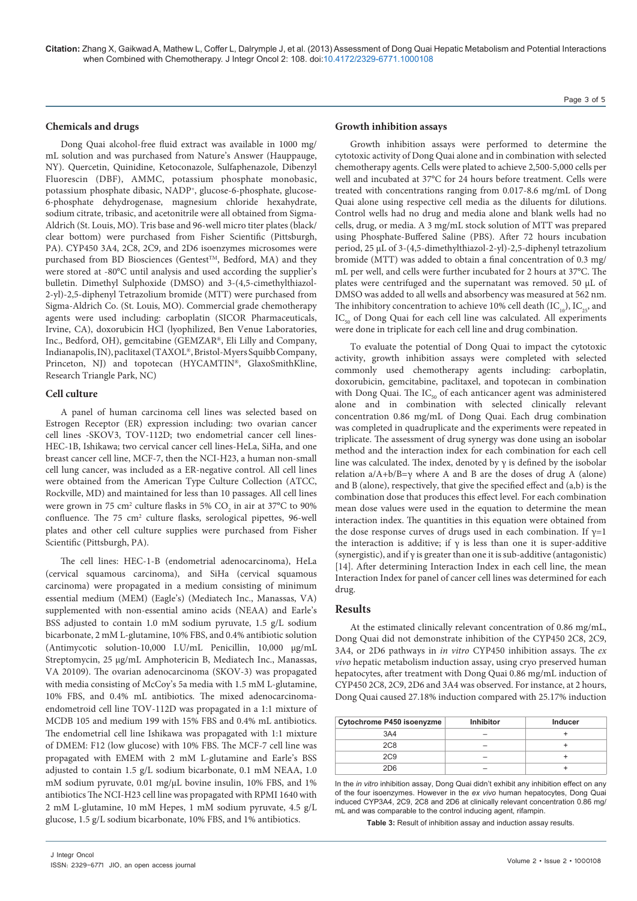## Chemicals and drugs

Dong Quai alcohol-free fluid extract was available in 1000 mg/mL solution and was purchased from Nature's Answer (Hauppauge, NY). Quercetin, Quinidine, Ketoconazole, Sulfaphenazole, Dibenzyl Fluorescin (DBF), AMMC, potassium phosphate monobasic, potassium phosphate dibasic, $NADP^+$, glucose-6-phosphate, glucose-6-phosphate dehydrogenase, magnesium chloride hexahydrate, sodium citrate, tribasic, and acetonitrile were all obtained from Sigma-Aldrich (St. Louis, MO). Tris base and 96-well micro titer plates (black/clear bottom) were purchased from Fisher Scientific (Pittsburgh, PA). CYP450 3A4, 2C8, 2C9, and 2D6 isoenzymes microsomes were purchased from BD Biosciences (Gentest™, Bedford, MA) and they were stored at -80°C until analysis and used according the supplier's bulletin. Dimethyl Sulphoxide (DMSO) and 3-(4,5-cimethylthiazol-2-yl)-2,5-diphenyl Tetrazolium bromide (MTT) were purchased from Sigma-Aldrich Co. (St. Louis, MO). Commercial grade chemotherapy agents were used including: carboplatin (SICOR Pharmaceuticals, Irvine, CA), doxorubicin HCl (lyophilized, Ben Venue Laboratories, Inc., Bedford, OH), gemcitabine (GEMZAR®, Eli Lilly and Company, Indianapolis, IN), paclitaxel (TAXOL®, Bristol-Myers Squibb Company, Princeton, NJ) and topotecan (HYCAMTIN®, GlaxoSmithKline, Research Triangle Park, NC)

## Cell culture

A panel of human carcinoma cell lines was selected based on Estrogen Receptor (ER) expression including: two ovarian cancer cell lines -SKOV3, TOV-112D; two endometrial cancer cell lines-HEC-1B, Ishikawa; two cervical cancer cell lines-HeLa, SiHa, and one breast cancer cell line, MCF-7, then the NCI-H23, a human non-small cell lung cancer, was included as a ER-negative control. All cell lines were obtained from the American Type Culture Collection (ATCC, Rockville, MD) and maintained for less than 10 passages. All cell lines were grown in 75 $cm^2$ culture flasks in 5% $CO_2$ in air at 37°C to 90% confluence. The 75 $cm^2$ culture flasks, serological pipettes, 96-well plates and other cell culture supplies were purchased from Fisher Scientific (Pittsburgh, PA).

The cell lines: HEC-1-B (endometrial adenocarcinoma), HeLa (cervical squamous carcinoma), and SiHa (cervical squamous carcinoma) were propagated in a medium consisting of minimum essential medium (MEM) (Eagle's) (Mediatech Inc., Manassas, VA) supplemented with non-essential amino acids (NEAA) and Earle's BSS adjusted to contain 1.0 mM sodium pyruvate, 1.5 g/L sodium bicarbonate, 2 mM L-glutamine, 10% FBS, and 0.4% antibiotic solution (Antimycotic solution-10,000 I.U/mL Penicillin, 10,000 µg/mL Streptomycin, 25 µg/mL Amphotericin B, Mediatech Inc., Manassas, VA 20109). The ovarian adenocarcinoma (SKOV-3) was propagated with media consisting of McCoy's 5a media with 1.5 mM L-glutamine, 10% FBS, and 0.4% mL antibiotics. The mixed adenocarcinoma-endometroid cell line TOV-112D was propagated in a 1:1 mixture of MCDB 105 and medium 199 with 15% FBS and 0.4% mL antibiotics. The endometrial cell line Ishikawa was propagated with 1:1 mixture of DMEM: F12 (low glucose) with 10% FBS. The MCF-7 cell line was propagated with EMEM with 2 mM L-glutamine and Earle's BSS adjusted to contain 1.5 g/L sodium bicarbonate, 0.1 mM NEAA, 1.0 mM sodium pyruvate, 0.01 mg/µL bovine insulin, 10% FBS, and 1% antibiotics The NCI-H23 cell line was propagated with RPMI 1640 with 2 mM L-glutamine, 10 mM Hepes, 1 mM sodium pyruvate, 4.5 g/L glucose, 1.5 g/L sodium bicarbonate, 10% FBS, and 1% antibiotics.

## Growth inhibition assays

Growth inhibition assays were performed to determine the cytotoxic activity of Dong Quai alone and in combination with selected chemotherapy agents. Cells were plated to achieve 2,500-5,000 cells per well and incubated at 37°C for 24 hours before treatment. Cells were treated with concentrations ranging from 0.017-8.6 mg/mL of Dong Quai alone using respective cell media as the diluents for dilutions. Control wells had no drug and media alone and blank wells had no cells, drug, or media. A 3 mg/mL stock solution of MTT was prepared using Phosphate-Buffered Saline (PBS). After 72 hours incubation period, 25 µL of 3-(4,5-dimethylthiazol-2-yl)-2,5-diphenyl tetrazolium bromide (MTT) was added to obtain a final concentration of 0.3 mg/mL per well, and cells were further incubated for 2 hours at 37°C. The plates were centrifuged and the supernatant was removed. 50 µL of DMSO was added to all wells and absorbency was measured at 562 nm. The inhibitory concentration to achieve 10% cell death ($IC_{10}$), $IC_{25}$, and $IC_{50}$ of Dong Quai for each cell line was calculated. All experiments were done in triplicate for each cell line and drug combination.

To evaluate the potential of Dong Quai to impact the cytotoxic activity, growth inhibition assays were completed with selected commonly used chemotherapy agents including: carboplatin, doxorubicin, gemcitabine, paclitaxel, and topotecan in combination with Dong Quai. The $IC_{50}$ of each anticancer agent was administered alone and in combination with selected clinically relevant concentration 0.86 mg/mL of Dong Quai. Each drug combination was completed in quadruplicate and the experiments were repeated in triplicate. The assessment of drug synergy was done using an isobolar method and the interaction index for each combination for each cell line was calculated. The index, denoted by γ is defined by the isobolar relation $a/A+b/B=\gamma$ where A and B are the doses of drug A (alone) and B (alone), respectively, that give the specified effect and (a,b) is the combination dose that produces this effect level. For each combination mean dose values were used in the equation to determine the mean interaction index. The quantities in this equation were obtained from the dose response curves of drugs used in each combination. If $\gamma=1$ the interaction is additive; if γ is less than one it is super-additive (synergistic), and if γ is greater than one it is sub-additive (antagonistic) [14]. After determining Interaction Index in each cell line, the mean Interaction Index for panel of cancer cell lines was determined for each drug.

## Results

At the estimated clinically relevant concentration of 0.86 mg/mL, Dong Quai did not demonstrate inhibition of the CYP450 2C8, 2C9, 3A4, or 2D6 pathways in *in vitro* CYP450 inhibition assays. The *ex vivo* hepatic metabolism induction assay, using cryo preserved human hepatocytes, after treatment with Dong Quai 0.86 mg/mL induction of CYP450 2C8, 2C9, 2D6 and 3A4 was observed. For instance, at 2 hours, Dong Quai caused 27.18% induction compared with 25.17% induction

| Cytochrome P450 isoenyzme | Inhibitor | Inducer |
|---|---|---|
| 3A4 | – | + |
| 2C8 | – | + |
| 2C9 | – | + |
| 2D6 | – | + |

In the *in vitro* inhibition assay, Dong Quai didn't exhibit any inhibition effect on any of the four isoenzymes. However in the *ex vivo* human hepatocytes, Dong Quai induced CYP3A4, 2C9, 2C8 and 2D6 at clinically relevant concentration 0.86 mg/mL and was comparable to the control inducing agent, rifampin.

**Table 3:** Result of inhibition assay and induction assay results.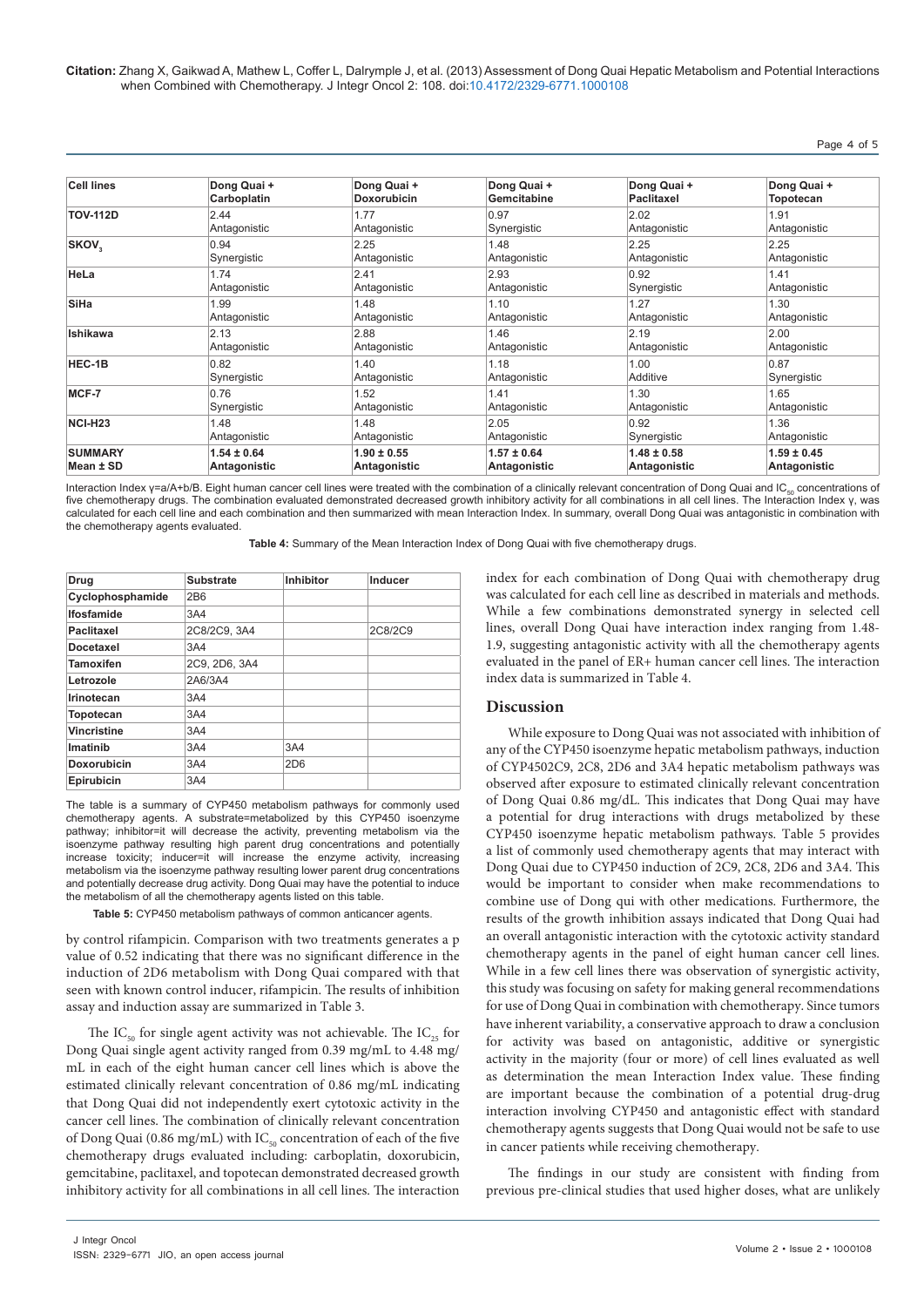| Cell lines | Dong Quai + Carboplatin | Dong Quai + Doxorubicin | Dong Quai + Gemcitabine | Dong Quai + Paclitaxel | Dong Quai + Topotecan |
|---|---|---|---|---|---|
| **TOV-112D** | 2.44 Antagonistic | 1.77 Antagonistic | 0.97 Synergistic | 2.02 Antagonistic | 1.91 Antagonistic |
| **$SKOV_3$** | 0.94 Synergistic | 2.25 Antagonistic | 1.48 Antagonistic | 2.25 Antagonistic | 2.25 Antagonistic |
| **HeLa** | 1.74 Antagonistic | 2.41 Antagonistic | 2.93 Antagonistic | 0.92 Synergistic | 1.41 Antagonistic |
| **SiHa** | 1.99 Antagonistic | 1.48 Antagonistic | 1.10 Antagonistic | 1.27 Antagonistic | 1.30 Antagonistic |
| **Ishikawa** | 2.13 Antagonistic | 2.88 Antagonistic | 1.46 Antagonistic | 2.19 Antagonistic | 2.00 Antagonistic |
| **HEC-1B** | 0.82 Synergistic | 1.40 Antagonistic | 1.18 Antagonistic | 1.00 Additive | 0.87 Synergistic |
| **MCF-7** | 0.76 Synergistic | 1.52 Antagonistic | 1.41 Antagonistic | 1.30 Antagonistic | 1.65 Antagonistic |
| **NCI-H23** | 1.48 Antagonistic | 1.48 Antagonistic | 2.05 Antagonistic | 0.92 Synergistic | 1.36 Antagonistic |
| **SUMMARY Mean ± SD** | **1.54 ± 0.64 Antagonistic** | **1.90 ± 0.55 Antagonistic** | **1.57 ± 0.64 Antagonistic** | **1.48 ± 0.58 Antagonistic** | **1.59 ± 0.45 Antagonistic** |

Interaction Index γ=a/A+b/B. Eight human cancer cell lines were treated with the combination of a clinically relevant concentration of Dong Quai and $IC_{50}$ concentrations of five chemotherapy drugs. The combination evaluated demonstrated decreased growth inhibitory activity for all combinations in all cell lines. The Interaction Index γ, was calculated for each cell line and each combination and then summarized with mean Interaction Index. In summary, overall Dong Quai was antagonistic in combination with the chemotherapy agents evaluated.

**Table 4:** Summary of the Mean Interaction Index of Dong Quai with five chemotherapy drugs.

| Drug | Substrate | Inhibitor | Inducer |
|---|---|---|---|
| **Cyclophosphamide** | 2B6 | | |
| **Ifosfamide** | 3A4 | | |
| **Paclitaxel** | 2C8/2C9, 3A4 | | 2C8/2C9 |
| **Docetaxel** | 3A4 | | |
| **Tamoxifen** | 2C9, 2D6, 3A4 | | |
| **Letrozole** | 2A6/3A4 | | |
| **Irinotecan** | 3A4 | | |
| **Topotecan** | 3A4 | | |
| **Vincristine** | 3A4 | | |
| **Imatinib** | 3A4 | 3A4 | |
| **Doxorubicin** | 3A4 | 2D6 | |
| **Epirubicin** | 3A4 | | |

The table is a summary of CYP450 metabolism pathways for commonly used chemotherapy agents. A substrate=metabolized by this CYP450 isoenzyme pathway; inhibitor=it will decrease the activity, preventing metabolism via the isoenzyme pathway resulting high parent drug concentrations and potentially increase toxicity; inducer=it will increase the enzyme activity, increasing metabolism via the isoenzyme pathway resulting lower parent drug concentrations and potentially decrease drug activity. Dong Quai may have the potential to induce the metabolism of all the chemotherapy agents listed on this table.

**Table 5:** CYP450 metabolism pathways of common anticancer agents.

by control rifampicin. Comparison with two treatments generates a p value of 0.52 indicating that there was no significant difference in the induction of 2D6 metabolism with Dong Quai compared with that seen with known control inducer, rifampicin. The results of inhibition assay and induction assay are summarized in Table 3.

The $IC_{50}$ for single agent activity was not achievable. The $IC_{25}$ for Dong Quai single agent activity ranged from 0.39 mg/mL to 4.48 mg/mL in each of the eight human cancer cell lines which is above the estimated clinically relevant concentration of 0.86 mg/mL indicating that Dong Quai did not independently exert cytotoxic activity in the cancer cell lines. The combination of clinically relevant concentration of Dong Quai (0.86 mg/mL) with $IC_{50}$ concentration of each of the five chemotherapy drugs evaluated including: carboplatin, doxorubicin, gemcitabine, paclitaxel, and topotecan demonstrated decreased growth inhibitory activity for all combinations in all cell lines. The interaction index for each combination of Dong Quai with chemotherapy drug was calculated for each cell line as described in materials and methods. While a few combinations demonstrated synergy in selected cell lines, overall Dong Quai have interaction index ranging from 1.48-1.9, suggesting antagonistic activity with all the chemotherapy agents evaluated in the panel of ER+ human cancer cell lines. The interaction index data is summarized in Table 4.

## Discussion

While exposure to Dong Quai was not associated with inhibition of any of the CYP450 isoenzyme hepatic metabolism pathways, induction of CYP4502C9, 2C8, 2D6 and 3A4 hepatic metabolism pathways was observed after exposure to estimated clinically relevant concentration of Dong Quai 0.86 mg/dL. This indicates that Dong Quai may have a potential for drug interactions with drugs metabolized by these CYP450 isoenzyme hepatic metabolism pathways. Table 5 provides a list of commonly used chemotherapy agents that may interact with Dong Quai due to CYP450 induction of 2C9, 2C8, 2D6 and 3A4. This would be important to consider when make recommendations to combine use of Dong qui with other medications. Furthermore, the results of the growth inhibition assays indicated that Dong Quai had an overall antagonistic interaction with the cytotoxic activity standard chemotherapy agents in the panel of eight human cancer cell lines. While in a few cell lines there was observation of synergistic activity, this study was focusing on safety for making general recommendations for use of Dong Quai in combination with chemotherapy. Since tumors have inherent variability, a conservative approach to draw a conclusion for activity was based on antagonistic, additive or synergistic activity in the majority (four or more) of cell lines evaluated as well as determination the mean Interaction Index value. These finding are important because the combination of a potential drug-drug interaction involving CYP450 and antagonistic effect with standard chemotherapy agents suggests that Dong Quai would not be safe to use in cancer patients while receiving chemotherapy.

The findings in our study are consistent with finding from previous pre-clinical studies that used higher doses, what are unlikely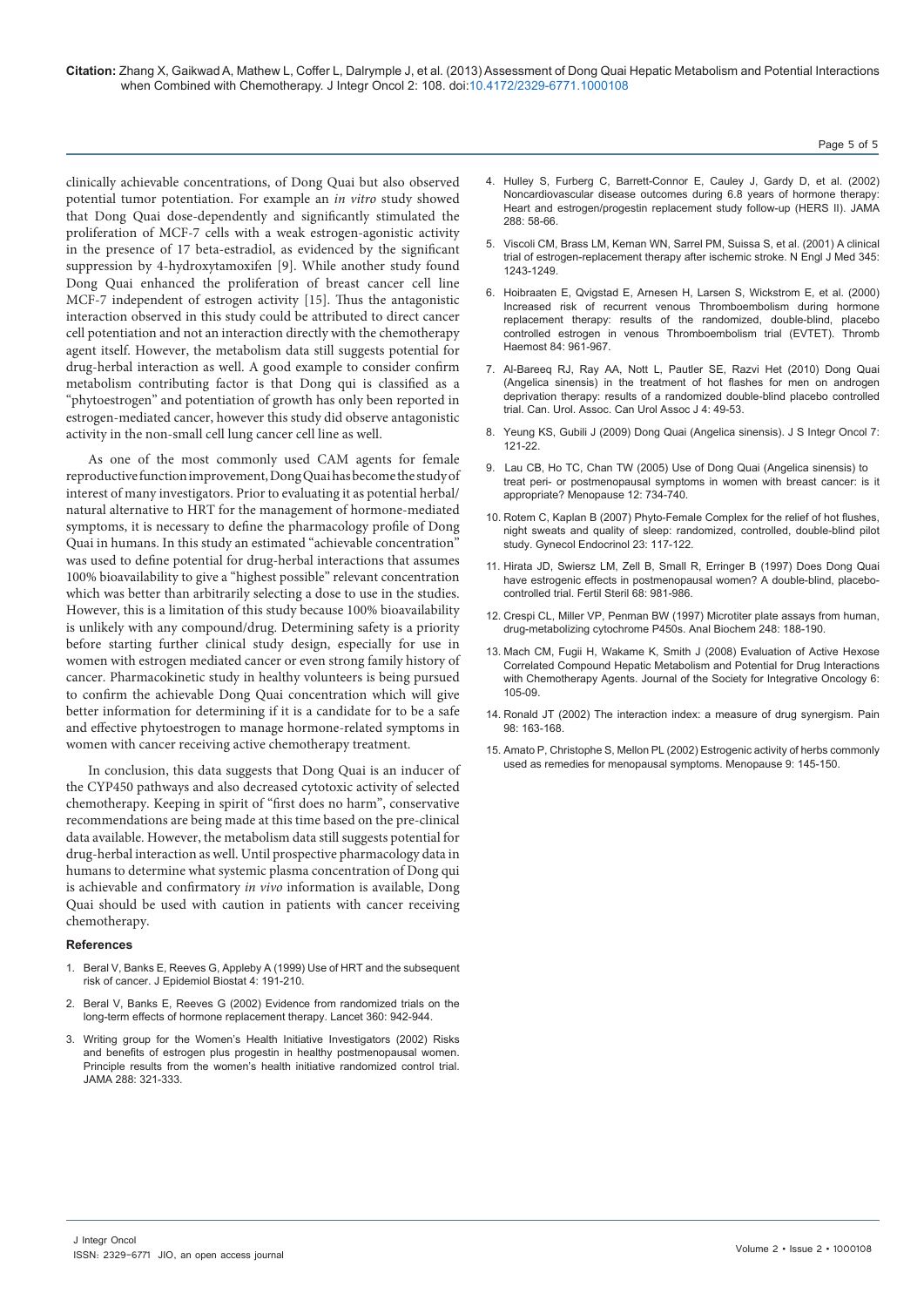clinically achievable concentrations, of Dong Quai but also observed potential tumor potentiation. For example an *in vitro* study showed that Dong Quai dose-dependently and significantly stimulated the proliferation of MCF-7 cells with a weak estrogen-agonistic activity in the presence of 17 beta-estradiol, as evidenced by the significant suppression by 4-hydroxytamoxifen [9]. While another study found Dong Quai enhanced the proliferation of breast cancer cell line MCF-7 independent of estrogen activity [15]. Thus the antagonistic interaction observed in this study could be attributed to direct cancer cell potentiation and not an interaction directly with the chemotherapy agent itself. However, the metabolism data still suggests potential for drug-herbal interaction as well. A good example to consider confirm metabolism contributing factor is that Dong qui is classified as a "phytoestrogen" and potentiation of growth has only been reported in estrogen-mediated cancer, however this study did observe antagonistic activity in the non-small cell lung cancer cell line as well.

As one of the most commonly used CAM agents for female reproductive function improvement, Dong Quai has become the study of interest of many investigators. Prior to evaluating it as potential herbal/natural alternative to HRT for the management of hormone-mediated symptoms, it is necessary to define the pharmacology profile of Dong Quai in humans. In this study an estimated "achievable concentration" was used to define potential for drug-herbal interactions that assumes 100% bioavailability to give a "highest possible" relevant concentration which was better than arbitrarily selecting a dose to use in the studies. However, this is a limitation of this study because 100% bioavailability is unlikely with any compound/drug. Determining safety is a priority before starting further clinical study design, especially for use in women with estrogen mediated cancer or even strong family history of cancer. Pharmacokinetic study in healthy volunteers is being pursued to confirm the achievable Dong Quai concentration which will give better information for determining if it is a candidate for to be a safe and effective phytoestrogen to manage hormone-related symptoms in women with cancer receiving active chemotherapy treatment.

In conclusion, this data suggests that Dong Quai is an inducer of the CYP450 pathways and also decreased cytotoxic activity of selected chemotherapy. Keeping in spirit of "first does no harm", conservative recommendations are being made at this time based on the pre-clinical data available. However, the metabolism data still suggests potential for drug-herbal interaction as well. Until prospective pharmacology data in humans to determine what systemic plasma concentration of Dong qui is achievable and confirmatory *in vivo* information is available, Dong Quai should be used with caution in patients with cancer receiving chemotherapy.

## References

1. Beral V, Banks E, Reeves G, Appleby A (1999) Use of HRT and the subsequent risk of cancer. J Epidemiol Biostat 4: 191-210.
2. Beral V, Banks E, Reeves G (2002) Evidence from randomized trials on the long-term effects of hormone replacement therapy. Lancet 360: 942-944.
3. Writing group for the Women's Health Initiative Investigators (2002) Risks and benefits of estrogen plus progestin in healthy postmenopausal women. Principle results from the women's health initiative randomized control trial. JAMA 288: 321-333.
4. Hulley S, Furberg C, Barrett-Connor E, Cauley J, Gardy D, et al. (2002) Noncardiovascular disease outcomes during 6.8 years of hormone therapy: Heart and estrogen/progestin replacement study follow-up (HERS II). JAMA 288: 58-66.
5. Viscoli CM, Brass LM, Keman WN, Sarrel PM, Suissa S, et al. (2001) A clinical trial of estrogen-replacement therapy after ischemic stroke. N Engl J Med 345: 1243-1249.
6. Hoibraaten E, Qvigstad E, Arnesen H, Larsen S, Wickstrom E, et al. (2000) Increased risk of recurrent venous Thromboembolism during hormone replacement therapy: results of the randomized, double-blind, placebo controlled estrogen in venous Thromboembolism trial (EVTET). Thromb Haemost 84: 961-967.
7. Al-Bareeq RJ, Ray AA, Nott L, Pautler SE, Razvi Het (2010) Dong Quai (Angelica sinensis) in the treatment of hot flashes for men on androgen deprivation therapy: results of a randomized double-blind placebo controlled trial. Can. Urol. Assoc. Can Urol Assoc J 4: 49-53.
8. Yeung KS, Gubili J (2009) Dong Quai (Angelica sinensis). J S Integr Oncol 7: 121-22.
9. Lau CB, Ho TC, Chan TW (2005) Use of Dong Quai (Angelica sinensis) to treat peri- or postmenopausal symptoms in women with breast cancer: is it appropriate? Menopause 12: 734-740.
10. Rotem C, Kaplan B (2007) Phyto-Female Complex for the relief of hot flushes, night sweats and quality of sleep: randomized, controlled, double-blind pilot study. Gynecol Endocrinol 23: 117-122.
11. Hirata JD, Swiersz LM, Zell B, Small R, Erringer B (1997) Does Dong Quai have estrogenic effects in postmenopausal women? A double-blind, placebo-controlled trial. Fertil Steril 68: 981-986.
12. Crespi CL, Miller VP, Penman BW (1997) Microtiter plate assays from human, drug-metabolizing cytochrome P450s. Anal Biochem 248: 188-190.
13. Mach CM, Fugii H, Wakame K, Smith J (2008) Evaluation of Active Hexose Correlated Compound Hepatic Metabolism and Potential for Drug Interactions with Chemotherapy Agents. Journal of the Society for Integrative Oncology 6: 105-09.
14. Ronald JT (2002) The interaction index: a measure of drug synergism. Pain 98: 163-168.
15. Amato P, Christophe S, Mellon PL (2002) Estrogenic activity of herbs commonly used as remedies for menopausal symptoms. Menopause 9: 145-150.